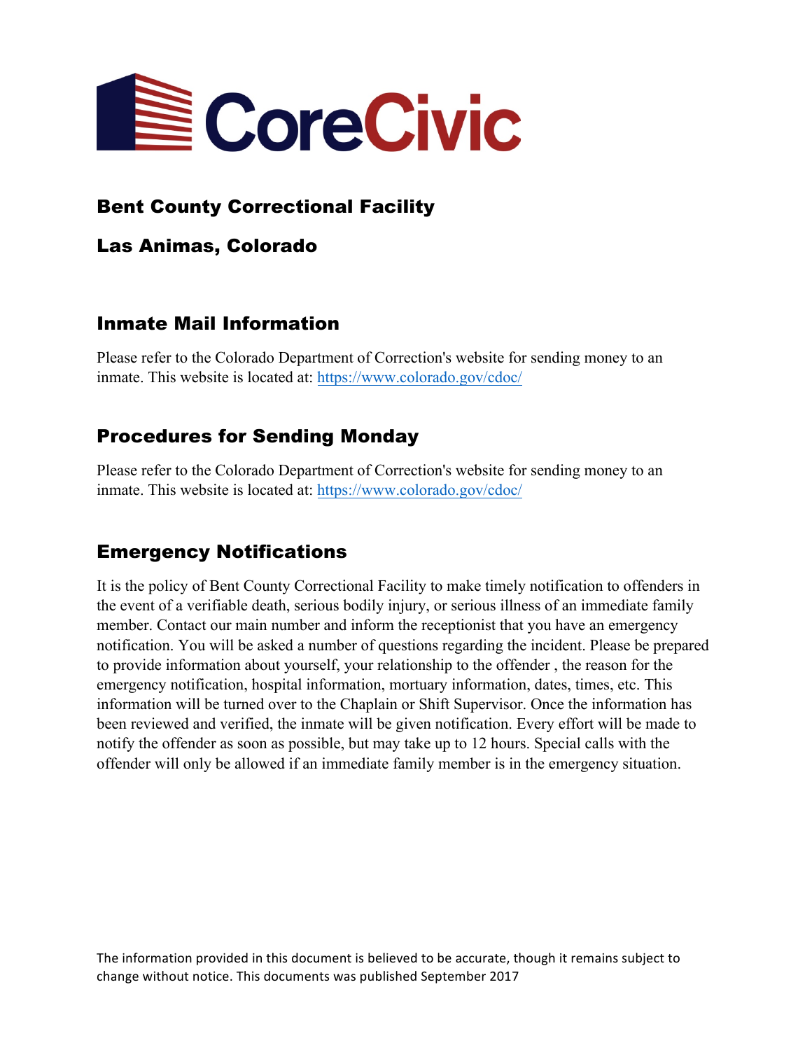CoreCivic

## Bent County Correctional Facility

## Las Animas, Colorado

### Inmate Mail Information

Please refer to the Colorado Department of Correction's website for sending money to an inmate. This website is located at: https://www.colorado.gov/cdoc/

### Procedures for Sending Monday

Please refer to the Colorado Department of Correction's website for sending money to an inmate. This website is located at: https://www.colorado.gov/cdoc/

### Emergency Notifications

It is the policy of Bent County Correctional Facility to make timely notification to offenders in the event of a verifiable death, serious bodily injury, or serious illness of an immediate family member. Contact our main number and inform the receptionist that you have an emergency notification. You will be asked a number of questions regarding the incident. Please be prepared to provide information about yourself, your relationship to the offender , the reason for the emergency notification, hospital information, mortuary information, dates, times, etc. This information will be turned over to the Chaplain or Shift Supervisor. Once the information has been reviewed and verified, the inmate will be given notification. Every effort will be made to notify the offender as soon as possible, but may take up to 12 hours. Special calls with the offender will only be allowed if an immediate family member is in the emergency situation.

The information provided in this document is believed to be accurate, though it remains subject to change without notice. This documents was published September 2017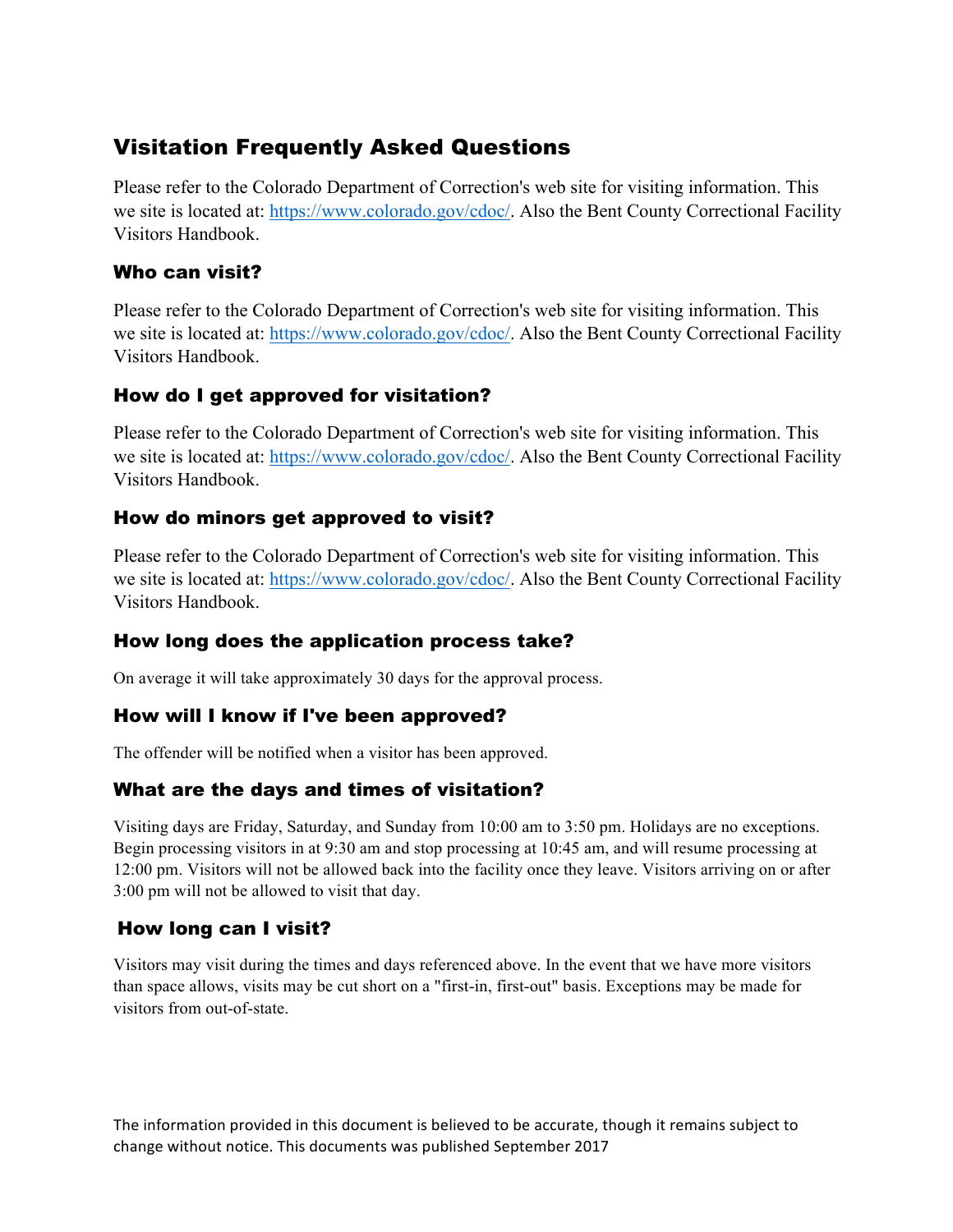## Visitation Frequently Asked Questions

Please refer to the Colorado Department of Correction's web site for visiting information. This we site is located at: [https://www.colorado.gov/cdoc/](https://www.colorado.gov/cdoc/). Also the Bent County Correctional Facility Visitors Handbook.

### Who can visit?

Please refer to the Colorado Department of Correction's web site for visiting information. This we site is located at: [https://www.colorado.gov/cdoc/](https://www.colorado.gov/cdoc/). Also the Bent County Correctional Facility Visitors Handbook.

### How do I get approved for visitation?

Please refer to the Colorado Department of Correction's web site for visiting information. This we site is located at: [https://www.colorado.gov/cdoc/](https://www.colorado.gov/cdoc/). Also the Bent County Correctional Facility Visitors Handbook.

### How do minors get approved to visit?

Please refer to the Colorado Department of Correction's web site for visiting information. This we site is located at: [https://www.colorado.gov/cdoc/](https://www.colorado.gov/cdoc/). Also the Bent County Correctional Facility Visitors Handbook.

### How long does the application process take?

On average it will take approximately 30 days for the approval process.

### How will I know if I've been approved?

The offender will be notified when a visitor has been approved.

### What are the days and times of visitation?

Visiting days are Friday, Saturday, and Sunday from 10:00 am to 3:50 pm. Holidays are no exceptions. Begin processing visitors in at 9:30 am and stop processing at 10:45 am, and will resume processing at 12:00 pm. Visitors will not be allowed back into the facility once they leave. Visitors arriving on or after 3:00 pm will not be allowed to visit that day.

### How long can I visit?

Visitors may visit during the times and days referenced above. In the event that we have more visitors than space allows, visits may be cut short on a "first-in, first-out" basis. Exceptions may be made for visitors from out-of-state.

The information provided in this document is believed to be accurate, though it remains subject to change without notice. This documents was published September 2017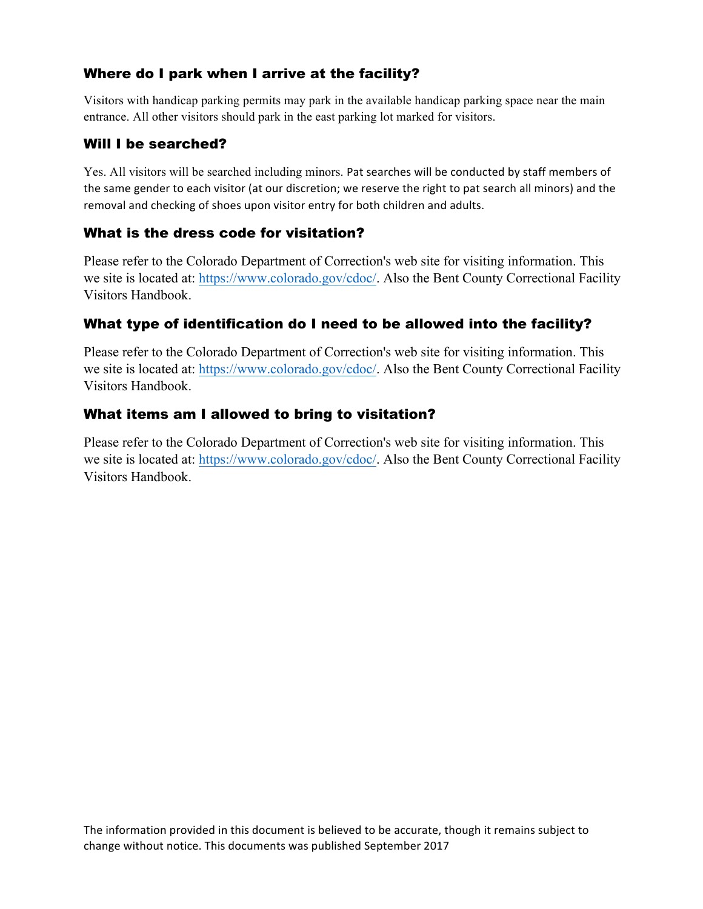### Where do I park when I arrive at the facility?

Visitors with handicap parking permits may park in the available handicap parking space near the main entrance. All other visitors should park in the east parking lot marked for visitors.

### Will I be searched?

Yes. All visitors will be searched including minors. Pat searches will be conducted by staff members of the same gender to each visitor (at our discretion; we reserve the right to pat search all minors) and the removal and checking of shoes upon visitor entry for both children and adults.

### What is the dress code for visitation?

Please refer to the Colorado Department of Correction's web site for visiting information. This we site is located at: [https://www.colorado.gov/cdoc/](https://www.colorado.gov/cdoc/). Also the Bent County Correctional Facility Visitors Handbook.

### What type of identification do I need to be allowed into the facility?

Please refer to the Colorado Department of Correction's web site for visiting information. This we site is located at: [https://www.colorado.gov/cdoc/](https://www.colorado.gov/cdoc/). Also the Bent County Correctional Facility Visitors Handbook.

### What items am I allowed to bring to visitation?

Please refer to the Colorado Department of Correction's web site for visiting information. This we site is located at: [https://www.colorado.gov/cdoc/](https://www.colorado.gov/cdoc/). Also the Bent County Correctional Facility Visitors Handbook.

The information provided in this document is believed to be accurate, though it remains subject to change without notice. This documents was published September 2017